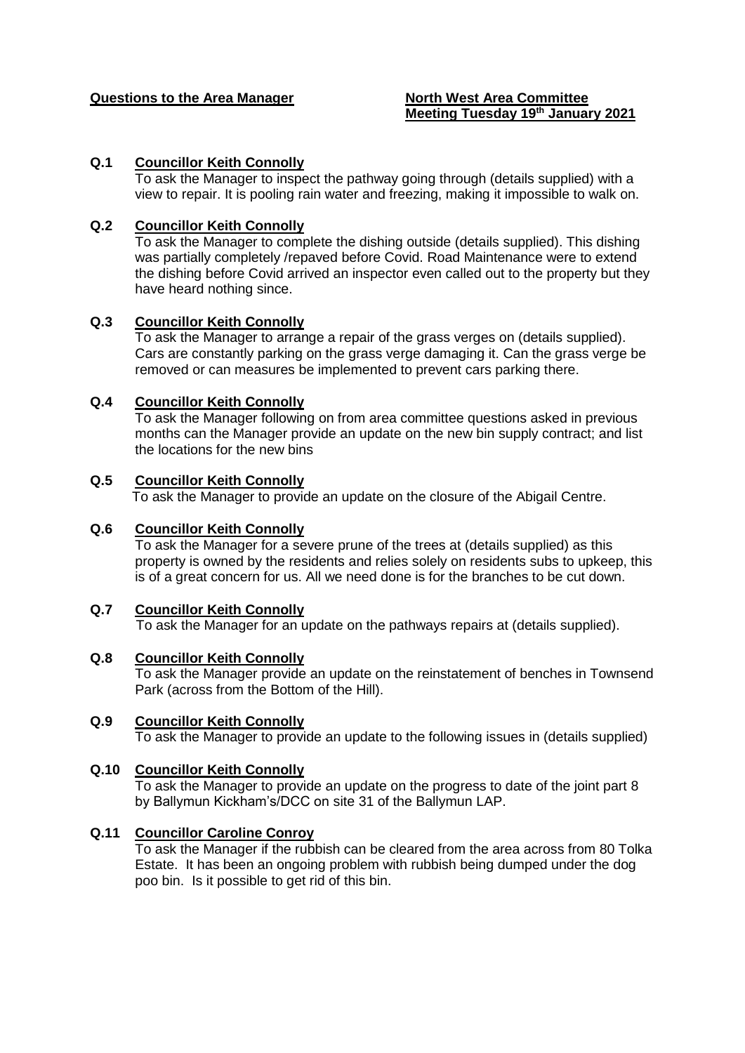**Questions to the Area Manager** **North West Area Committee**
**Meeting Tuesday 19th January 2021**

**Q.1 Councillor Keith Connolly**
To ask the Manager to inspect the pathway going through (details supplied) with a view to repair. It is pooling rain water and freezing, making it impossible to walk on.

**Q.2 Councillor Keith Connolly**
To ask the Manager to complete the dishing outside (details supplied). This dishing was partially completely /repaved before Covid. Road Maintenance were to extend the dishing before Covid arrived an inspector even called out to the property but they have heard nothing since.

**Q.3 Councillor Keith Connolly**
To ask the Manager to arrange a repair of the grass verges on (details supplied). Cars are constantly parking on the grass verge damaging it. Can the grass verge be removed or can measures be implemented to prevent cars parking there.

**Q.4 Councillor Keith Connolly**
To ask the Manager following on from area committee questions asked in previous months can the Manager provide an update on the new bin supply contract; and list the locations for the new bins

**Q.5 Councillor Keith Connolly**
To ask the Manager to provide an update on the closure of the Abigail Centre.

**Q.6 Councillor Keith Connolly**
To ask the Manager for a severe prune of the trees at (details supplied) as this property is owned by the residents and relies solely on residents subs to upkeep, this is of a great concern for us. All we need done is for the branches to be cut down.

**Q.7 Councillor Keith Connolly**
To ask the Manager for an update on the pathways repairs at (details supplied).

**Q.8 Councillor Keith Connolly**
To ask the Manager provide an update on the reinstatement of benches in Townsend Park (across from the Bottom of the Hill).

**Q.9 Councillor Keith Connolly**
To ask the Manager to provide an update to the following issues in (details supplied)

**Q.10 Councillor Keith Connolly**
To ask the Manager to provide an update on the progress to date of the joint part 8 by Ballymun Kickham's/DCC on site 31 of the Ballymun LAP.

**Q.11 Councillor Caroline Conroy**
To ask the Manager if the rubbish can be cleared from the area across from 80 Tolka Estate. It has been an ongoing problem with rubbish being dumped under the dog poo bin. Is it possible to get rid of this bin.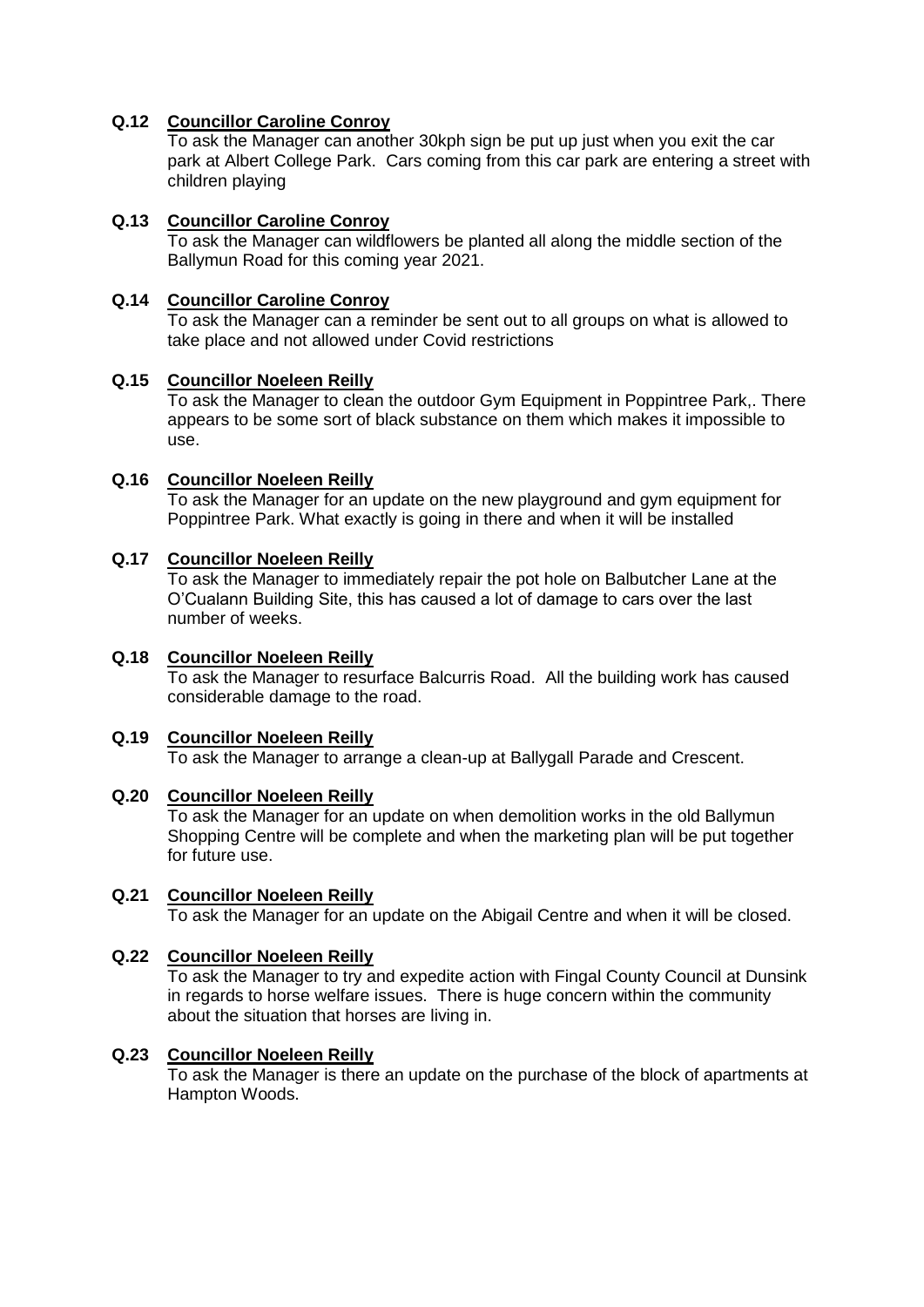**Q.12 Councillor Caroline Conroy**

To ask the Manager can another 30kph sign be put up just when you exit the car park at Albert College Park. Cars coming from this car park are entering a street with children playing

**Q.13 Councillor Caroline Conroy**

To ask the Manager can wildflowers be planted all along the middle section of the Ballymun Road for this coming year 2021.

**Q.14 Councillor Caroline Conroy**

To ask the Manager can a reminder be sent out to all groups on what is allowed to take place and not allowed under Covid restrictions

**Q.15 Councillor Noeleen Reilly**

To ask the Manager to clean the outdoor Gym Equipment in Poppintree Park,. There appears to be some sort of black substance on them which makes it impossible to use.

**Q.16 Councillor Noeleen Reilly**

To ask the Manager for an update on the new playground and gym equipment for Poppintree Park. What exactly is going in there and when it will be installed

**Q.17 Councillor Noeleen Reilly**

To ask the Manager to immediately repair the pot hole on Balbutcher Lane at the O'Cualann Building Site, this has caused a lot of damage to cars over the last number of weeks.

**Q.18 Councillor Noeleen Reilly**

To ask the Manager to resurface Balcurris Road. All the building work has caused considerable damage to the road.

**Q.19 Councillor Noeleen Reilly**

To ask the Manager to arrange a clean-up at Ballygall Parade and Crescent.

**Q.20 Councillor Noeleen Reilly**

To ask the Manager for an update on when demolition works in the old Ballymun Shopping Centre will be complete and when the marketing plan will be put together for future use.

**Q.21 Councillor Noeleen Reilly**

To ask the Manager for an update on the Abigail Centre and when it will be closed.

**Q.22 Councillor Noeleen Reilly**

To ask the Manager to try and expedite action with Fingal County Council at Dunsink in regards to horse welfare issues. There is huge concern within the community about the situation that horses are living in.

**Q.23 Councillor Noeleen Reilly**

To ask the Manager is there an update on the purchase of the block of apartments at Hampton Woods.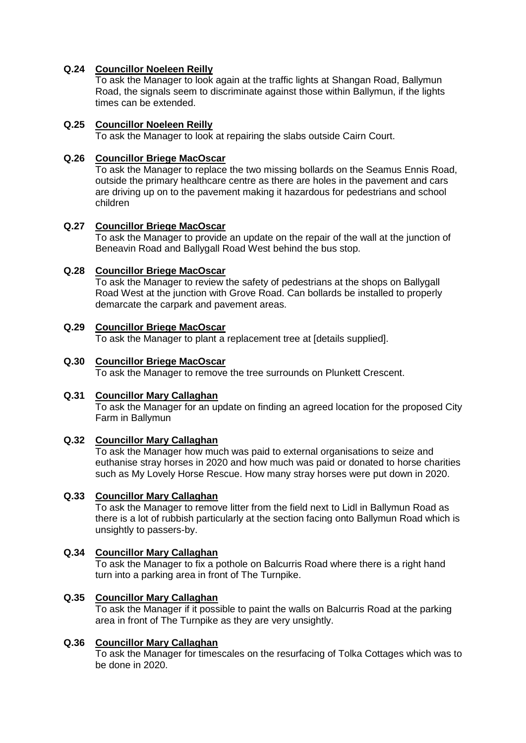**Q.24 Councillor Noeleen Reilly**

To ask the Manager to look again at the traffic lights at Shangan Road, Ballymun Road, the signals seem to discriminate against those within Ballymun, if the lights times can be extended.

**Q.25 Councillor Noeleen Reilly**

To ask the Manager to look at repairing the slabs outside Cairn Court.

**Q.26 Councillor Briege MacOscar**

To ask the Manager to replace the two missing bollards on the Seamus Ennis Road, outside the primary healthcare centre as there are holes in the pavement and cars are driving up on to the pavement making it hazardous for pedestrians and school children

**Q.27 Councillor Briege MacOscar**

To ask the Manager to provide an update on the repair of the wall at the junction of Beneavin Road and Ballygall Road West behind the bus stop.

**Q.28 Councillor Briege MacOscar**

To ask the Manager to review the safety of pedestrians at the shops on Ballygall Road West at the junction with Grove Road. Can bollards be installed to properly demarcate the carpark and pavement areas.

**Q.29 Councillor Briege MacOscar**

To ask the Manager to plant a replacement tree at [details supplied].

**Q.30 Councillor Briege MacOscar**

To ask the Manager to remove the tree surrounds on Plunkett Crescent.

**Q.31 Councillor Mary Callaghan**

To ask the Manager for an update on finding an agreed location for the proposed City Farm in Ballymun

**Q.32 Councillor Mary Callaghan**

To ask the Manager how much was paid to external organisations to seize and euthanise stray horses in 2020 and how much was paid or donated to horse charities such as My Lovely Horse Rescue. How many stray horses were put down in 2020.

**Q.33 Councillor Mary Callaghan**

To ask the Manager to remove litter from the field next to Lidl in Ballymun Road as there is a lot of rubbish particularly at the section facing onto Ballymun Road which is unsightly to passers-by.

**Q.34 Councillor Mary Callaghan**

To ask the Manager to fix a pothole on Balcurris Road where there is a right hand turn into a parking area in front of The Turnpike.

**Q.35 Councillor Mary Callaghan**

To ask the Manager if it possible to paint the walls on Balcurris Road at the parking area in front of The Turnpike as they are very unsightly.

**Q.36 Councillor Mary Callaghan**

To ask the Manager for timescales on the resurfacing of Tolka Cottages which was to be done in 2020.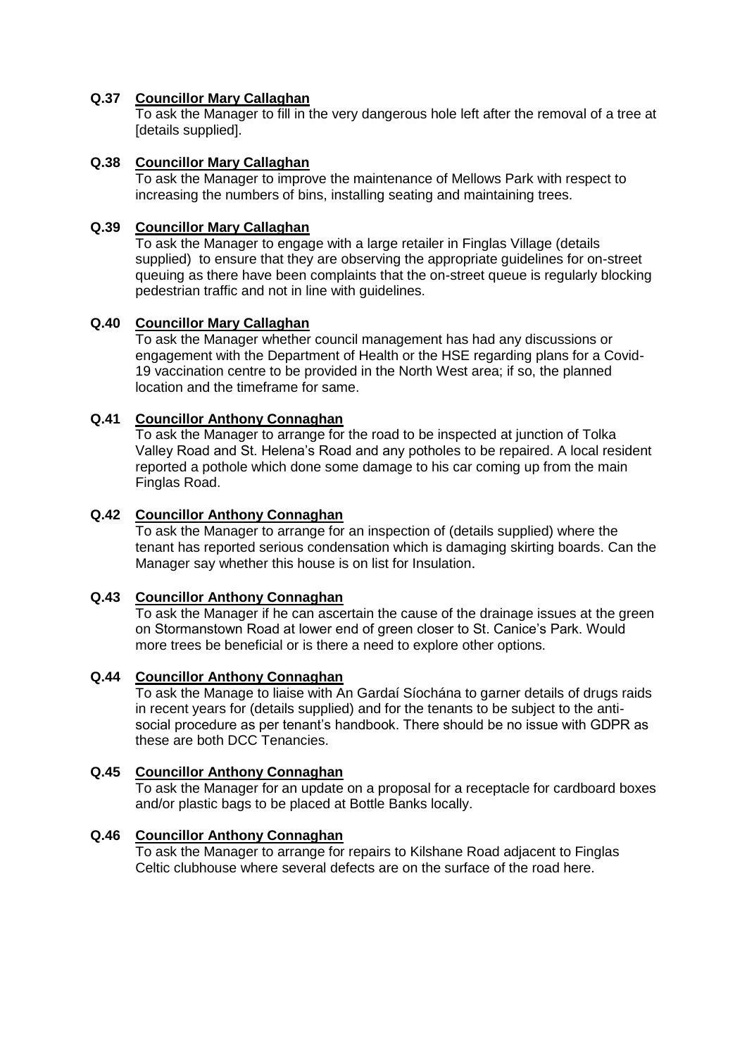**Q.37 <u>Councillor Mary Callaghan</u>**

To ask the Manager to fill in the very dangerous hole left after the removal of a tree at [details supplied].

**Q.38 <u>Councillor Mary Callaghan</u>**

To ask the Manager to improve the maintenance of Mellows Park with respect to increasing the numbers of bins, installing seating and maintaining trees.

**Q.39 <u>Councillor Mary Callaghan</u>**

To ask the Manager to engage with a large retailer in Finglas Village (details supplied) to ensure that they are observing the appropriate guidelines for on-street queuing as there have been complaints that the on-street queue is regularly blocking pedestrian traffic and not in line with guidelines.

**Q.40 <u>Councillor Mary Callaghan</u>**

To ask the Manager whether council management has had any discussions or engagement with the Department of Health or the HSE regarding plans for a Covid-19 vaccination centre to be provided in the North West area; if so, the planned location and the timeframe for same.

**Q.41 <u>Councillor Anthony Connaghan</u>**

To ask the Manager to arrange for the road to be inspected at junction of Tolka Valley Road and St. Helena's Road and any potholes to be repaired. A local resident reported a pothole which done some damage to his car coming up from the main Finglas Road.

**Q.42 <u>Councillor Anthony Connaghan</u>**

To ask the Manager to arrange for an inspection of (details supplied) where the tenant has reported serious condensation which is damaging skirting boards. Can the Manager say whether this house is on list for Insulation.

**Q.43 <u>Councillor Anthony Connaghan</u>**

To ask the Manager if he can ascertain the cause of the drainage issues at the green on Stormanstown Road at lower end of green closer to St. Canice's Park. Would more trees be beneficial or is there a need to explore other options.

**Q.44 <u>Councillor Anthony Connaghan</u>**

To ask the Manage to liaise with An Gardaí Síochána to garner details of drugs raids in recent years for (details supplied) and for the tenants to be subject to the anti-social procedure as per tenant's handbook. There should be no issue with GDPR as these are both DCC Tenancies.

**Q.45 <u>Councillor Anthony Connaghan</u>**

To ask the Manager for an update on a proposal for a receptacle for cardboard boxes and/or plastic bags to be placed at Bottle Banks locally.

**Q.46 <u>Councillor Anthony Connaghan</u>**

To ask the Manager to arrange for repairs to Kilshane Road adjacent to Finglas Celtic clubhouse where several defects are on the surface of the road here.